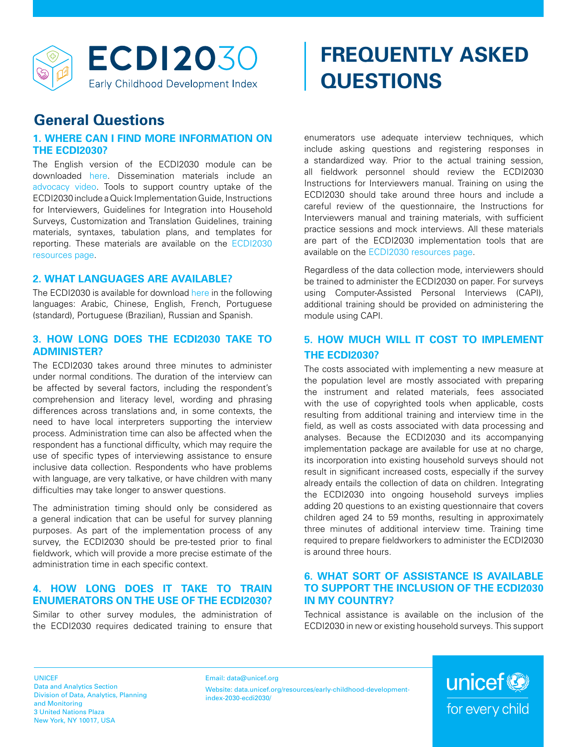# ECDI2030 Early Childhood Development Index

# FREQUENTLY ASKED QUESTIONS

## General Questions

### 1. WHERE CAN I FIND MORE INFORMATION ON THE ECDI2030?

The English version of the ECDI2030 module can be downloaded here. Dissemination materials include an advocacy video. Tools to support country uptake of the ECDI2030 include a Quick Implementation Guide, Instructions for Interviewers, Guidelines for Integration into Household Surveys, Customization and Translation Guidelines, training materials, syntaxes, tabulation plans, and templates for reporting. These materials are available on the ECDI2030 resources page.

### 2. WHAT LANGUAGES ARE AVAILABLE?

The ECDI2030 is available for download here in the following languages: Arabic, Chinese, English, French, Portuguese (standard), Portuguese (Brazilian), Russian and Spanish.

### 3. HOW LONG DOES THE ECDI2030 TAKE TO ADMINISTER?

The ECDI2030 takes around three minutes to administer under normal conditions. The duration of the interview can be affected by several factors, including the respondent's comprehension and literacy level, wording and phrasing differences across translations and, in some contexts, the need to have local interpreters supporting the interview process. Administration time can also be affected when the respondent has a functional difficulty, which may require the use of specific types of interviewing assistance to ensure inclusive data collection. Respondents who have problems with language, are very talkative, or have children with many difficulties may take longer to answer questions.

The administration timing should only be considered as a general indication that can be useful for survey planning purposes. As part of the implementation process of any survey, the ECDI2030 should be pre-tested prior to final fieldwork, which will provide a more precise estimate of the administration time in each specific context.

### 4. HOW LONG DOES IT TAKE TO TRAIN ENUMERATORS ON THE USE OF THE ECDI2030?

Similar to other survey modules, the administration of the ECDI2030 requires dedicated training to ensure that enumerators use adequate interview techniques, which include asking questions and registering responses in a standardized way. Prior to the actual training session, all fieldwork personnel should review the ECDI2030 Instructions for Interviewers manual. Training on using the ECDI2030 should take around three hours and include a careful review of the questionnaire, the Instructions for Interviewers manual and training materials, with sufficient practice sessions and mock interviews. All these materials are part of the ECDI2030 implementation tools that are available on the ECDI2030 resources page.

Regardless of the data collection mode, interviewers should be trained to administer the ECDI2030 on paper. For surveys using Computer-Assisted Personal Interviews (CAPI), additional training should be provided on administering the module using CAPI.

### 5. HOW MUCH WILL IT COST TO IMPLEMENT THE ECDI2030?

The costs associated with implementing a new measure at the population level are mostly associated with preparing the instrument and related materials, fees associated with the use of copyrighted tools when applicable, costs resulting from additional training and interview time in the field, as well as costs associated with data processing and analyses. Because the ECDI2030 and its accompanying implementation package are available for use at no charge, its incorporation into existing household surveys should not result in significant increased costs, especially if the survey already entails the collection of data on children. Integrating the ECDI2030 into ongoing household surveys implies adding 20 questions to an existing questionnaire that covers children aged 24 to 59 months, resulting in approximately three minutes of additional interview time. Training time required to prepare fieldworkers to administer the ECDI2030 is around three hours.

### 6. WHAT SORT OF ASSISTANCE IS AVAILABLE TO SUPPORT THE INCLUSION OF THE ECDI2030 IN MY COUNTRY?

Technical assistance is available on the inclusion of the ECDI2030 in new or existing household surveys. This support

UNICEF
Data and Analytics Section
Division of Data, Analytics, Planning and Monitoring
3 United Nations Plaza
New York, NY 10017, USA

Email: data@unicef.org
Website: data.unicef.org/resources/early-childhood-development-index-2030-ecdi2030/

unicef for every child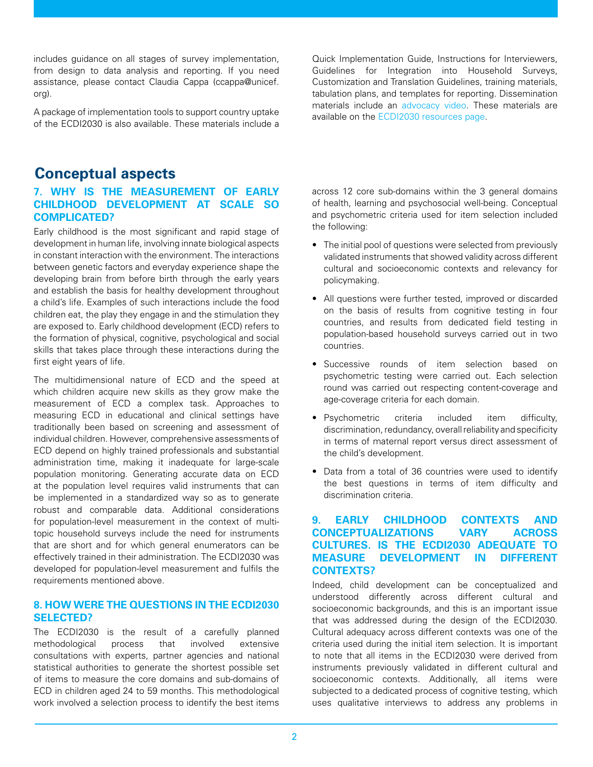includes guidance on all stages of survey implementation, from design to data analysis and reporting. If you need assistance, please contact Claudia Cappa (ccappa@unicef.org).

A package of implementation tools to support country uptake of the ECDI2030 is also available. These materials include a Quick Implementation Guide, Instructions for Interviewers, Guidelines for Integration into Household Surveys, Customization and Translation Guidelines, training materials, tabulation plans, and templates for reporting. Dissemination materials include an advocacy video. These materials are available on the ECDI2030 resources page.

## Conceptual aspects

### 7. WHY IS THE MEASUREMENT OF EARLY CHILDHOOD DEVELOPMENT AT SCALE SO COMPLICATED?

Early childhood is the most significant and rapid stage of development in human life, involving innate biological aspects in constant interaction with the environment. The interactions between genetic factors and everyday experience shape the developing brain from before birth through the early years and establish the basis for healthy development throughout a child's life. Examples of such interactions include the food children eat, the play they engage in and the stimulation they are exposed to. Early childhood development (ECD) refers to the formation of physical, cognitive, psychological and social skills that takes place through these interactions during the first eight years of life.

The multidimensional nature of ECD and the speed at which children acquire new skills as they grow make the measurement of ECD a complex task. Approaches to measuring ECD in educational and clinical settings have traditionally been based on screening and assessment of individual children. However, comprehensive assessments of ECD depend on highly trained professionals and substantial administration time, making it inadequate for large-scale population monitoring. Generating accurate data on ECD at the population level requires valid instruments that can be implemented in a standardized way so as to generate robust and comparable data. Additional considerations for population-level measurement in the context of multi-topic household surveys include the need for instruments that are short and for which general enumerators can be effectively trained in their administration. The ECDI2030 was developed for population-level measurement and fulfils the requirements mentioned above.

### 8. HOW WERE THE QUESTIONS IN THE ECDI2030 SELECTED?

The ECDI2030 is the result of a carefully planned methodological process that involved extensive consultations with experts, partner agencies and national statistical authorities to generate the shortest possible set of items to measure the core domains and sub-domains of ECD in children aged 24 to 59 months. This methodological work involved a selection process to identify the best items across 12 core sub-domains within the 3 general domains of health, learning and psychosocial well-being. Conceptual and psychometric criteria used for item selection included the following:

- The initial pool of questions were selected from previously validated instruments that showed validity across different cultural and socioeconomic contexts and relevancy for policymaking.
- All questions were further tested, improved or discarded on the basis of results from cognitive testing in four countries, and results from dedicated field testing in population-based household surveys carried out in two countries.
- Successive rounds of item selection based on psychometric testing were carried out. Each selection round was carried out respecting content-coverage and age-coverage criteria for each domain.
- Psychometric criteria included item difficulty, discrimination, redundancy, overall reliability and specificity in terms of maternal report versus direct assessment of the child's development.
- Data from a total of 36 countries were used to identify the best questions in terms of item difficulty and discrimination criteria.

### 9. EARLY CHILDHOOD CONTEXTS AND CONCEPTUALIZATIONS VARY ACROSS CULTURES. IS THE ECDI2030 ADEQUATE TO MEASURE DEVELOPMENT IN DIFFERENT CONTEXTS?

Indeed, child development can be conceptualized and understood differently across different cultural and socioeconomic backgrounds, and this is an important issue that was addressed during the design of the ECDI2030. Cultural adequacy across different contexts was one of the criteria used during the initial item selection. It is important to note that all items in the ECDI2030 were derived from instruments previously validated in different cultural and socioeconomic contexts. Additionally, all items were subjected to a dedicated process of cognitive testing, which uses qualitative interviews to address any problems in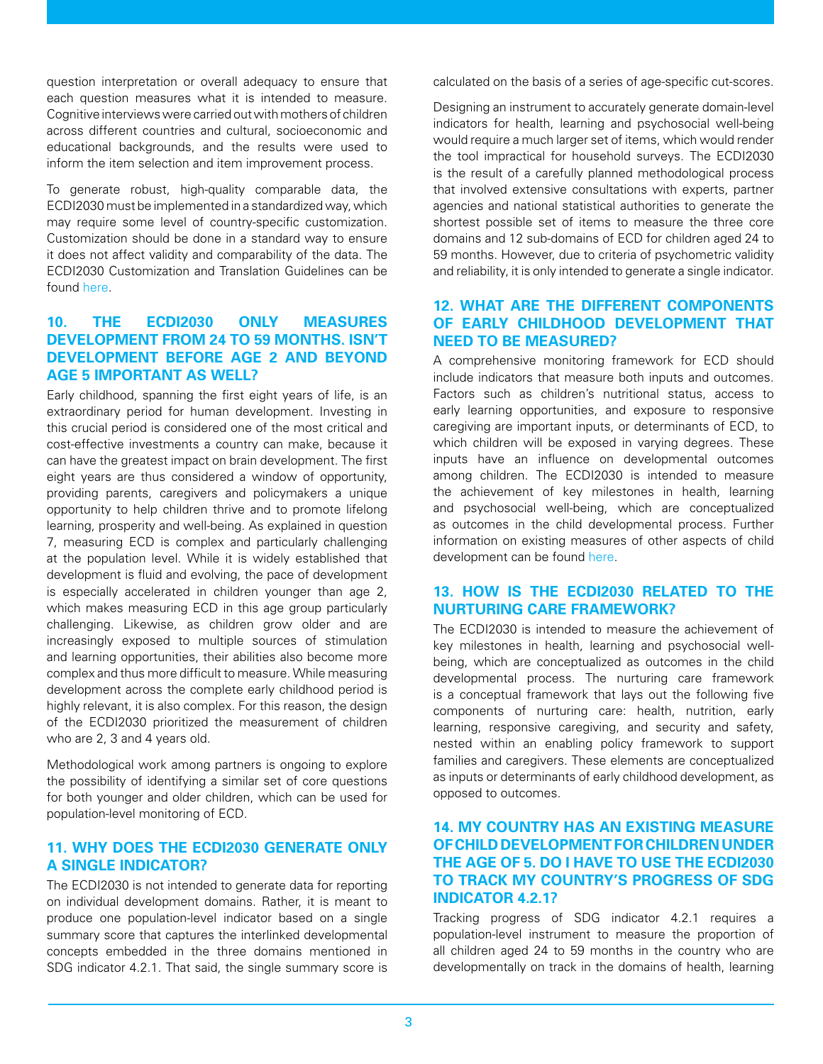question interpretation or overall adequacy to ensure that each question measures what it is intended to measure. Cognitive interviews were carried out with mothers of children across different countries and cultural, socioeconomic and educational backgrounds, and the results were used to inform the item selection and item improvement process.

To generate robust, high-quality comparable data, the ECDI2030 must be implemented in a standardized way, which may require some level of country-specific customization. Customization should be done in a standard way to ensure it does not affect validity and comparability of the data. The ECDI2030 Customization and Translation Guidelines can be found here.

### 10. THE ECDI2030 ONLY MEASURES DEVELOPMENT FROM 24 TO 59 MONTHS. ISN'T DEVELOPMENT BEFORE AGE 2 AND BEYOND AGE 5 IMPORTANT AS WELL?

Early childhood, spanning the first eight years of life, is an extraordinary period for human development. Investing in this crucial period is considered one of the most critical and cost-effective investments a country can make, because it can have the greatest impact on brain development. The first eight years are thus considered a window of opportunity, providing parents, caregivers and policymakers a unique opportunity to help children thrive and to promote lifelong learning, prosperity and well-being. As explained in question 7, measuring ECD is complex and particularly challenging at the population level. While it is widely established that development is fluid and evolving, the pace of development is especially accelerated in children younger than age 2, which makes measuring ECD in this age group particularly challenging. Likewise, as children grow older and are increasingly exposed to multiple sources of stimulation and learning opportunities, their abilities also become more complex and thus more difficult to measure. While measuring development across the complete early childhood period is highly relevant, it is also complex. For this reason, the design of the ECDI2030 prioritized the measurement of children who are 2, 3 and 4 years old.

Methodological work among partners is ongoing to explore the possibility of identifying a similar set of core questions for both younger and older children, which can be used for population-level monitoring of ECD.

### 11. WHY DOES THE ECDI2030 GENERATE ONLY A SINGLE INDICATOR?

The ECDI2030 is not intended to generate data for reporting on individual development domains. Rather, it is meant to produce one population-level indicator based on a single summary score that captures the interlinked developmental concepts embedded in the three domains mentioned in SDG indicator 4.2.1. That said, the single summary score is calculated on the basis of a series of age-specific cut-scores.

Designing an instrument to accurately generate domain-level indicators for health, learning and psychosocial well-being would require a much larger set of items, which would render the tool impractical for household surveys. The ECDI2030 is the result of a carefully planned methodological process that involved extensive consultations with experts, partner agencies and national statistical authorities to generate the shortest possible set of items to measure the three core domains and 12 sub-domains of ECD for children aged 24 to 59 months. However, due to criteria of psychometric validity and reliability, it is only intended to generate a single indicator.

### 12. WHAT ARE THE DIFFERENT COMPONENTS OF EARLY CHILDHOOD DEVELOPMENT THAT NEED TO BE MEASURED?

A comprehensive monitoring framework for ECD should include indicators that measure both inputs and outcomes. Factors such as children's nutritional status, access to early learning opportunities, and exposure to responsive caregiving are important inputs, or determinants of ECD, to which children will be exposed in varying degrees. These inputs have an influence on developmental outcomes among children. The ECDI2030 is intended to measure the achievement of key milestones in health, learning and psychosocial well-being, which are conceptualized as outcomes in the child developmental process. Further information on existing measures of other aspects of child development can be found here.

### 13. HOW IS THE ECDI2030 RELATED TO THE NURTURING CARE FRAMEWORK?

The ECDI2030 is intended to measure the achievement of key milestones in health, learning and psychosocial well-being, which are conceptualized as outcomes in the child developmental process. The nurturing care framework is a conceptual framework that lays out the following five components of nurturing care: health, nutrition, early learning, responsive caregiving, and security and safety, nested within an enabling policy framework to support families and caregivers. These elements are conceptualized as inputs or determinants of early childhood development, as opposed to outcomes.

### 14. MY COUNTRY HAS AN EXISTING MEASURE OF CHILD DEVELOPMENT FOR CHILDREN UNDER THE AGE OF 5. DO I HAVE TO USE THE ECDI2030 TO TRACK MY COUNTRY'S PROGRESS OF SDG INDICATOR 4.2.1?

Tracking progress of SDG indicator 4.2.1 requires a population-level instrument to measure the proportion of all children aged 24 to 59 months in the country who are developmentally on track in the domains of health, learning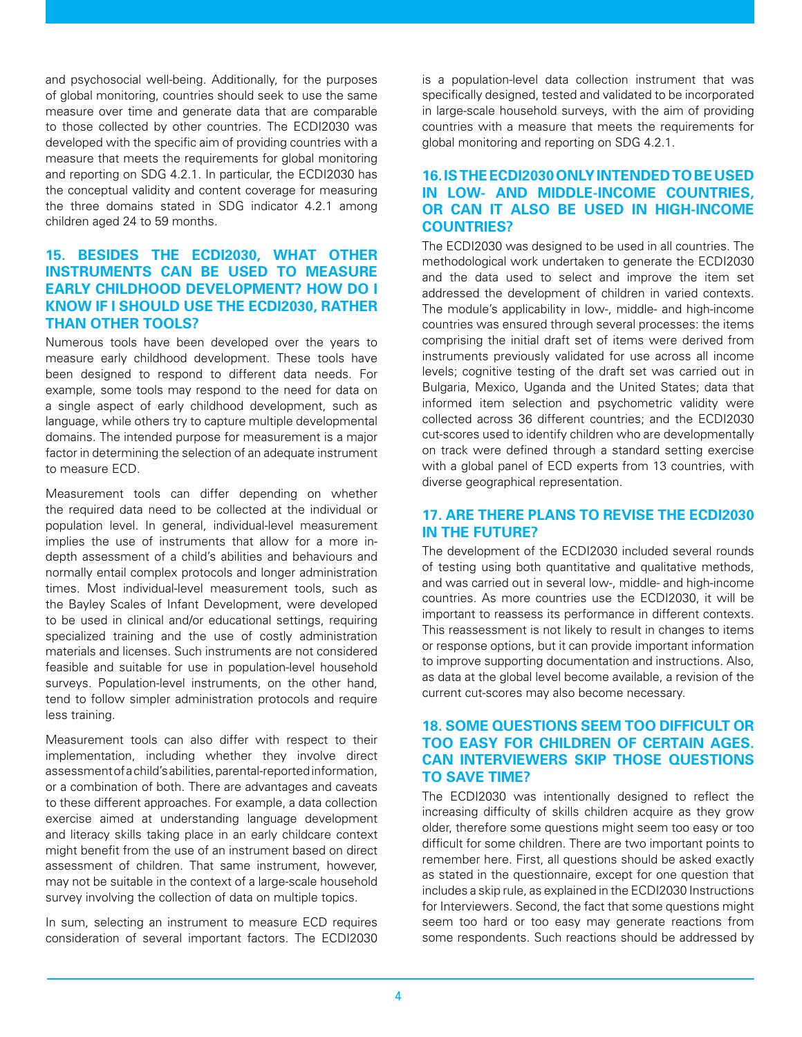and psychosocial well-being. Additionally, for the purposes of global monitoring, countries should seek to use the same measure over time and generate data that are comparable to those collected by other countries. The ECDI2030 was developed with the specific aim of providing countries with a measure that meets the requirements for global monitoring and reporting on SDG 4.2.1. In particular, the ECDI2030 has the conceptual validity and content coverage for measuring the three domains stated in SDG indicator 4.2.1 among children aged 24 to 59 months.

## 15. BESIDES THE ECDI2030, WHAT OTHER INSTRUMENTS CAN BE USED TO MEASURE EARLY CHILDHOOD DEVELOPMENT? HOW DO I KNOW IF I SHOULD USE THE ECDI2030, RATHER THAN OTHER TOOLS?

Numerous tools have been developed over the years to measure early childhood development. These tools have been designed to respond to different data needs. For example, some tools may respond to the need for data on a single aspect of early childhood development, such as language, while others try to capture multiple developmental domains. The intended purpose for measurement is a major factor in determining the selection of an adequate instrument to measure ECD.

Measurement tools can differ depending on whether the required data need to be collected at the individual or population level. In general, individual-level measurement implies the use of instruments that allow for a more in-depth assessment of a child's abilities and behaviours and normally entail complex protocols and longer administration times. Most individual-level measurement tools, such as the Bayley Scales of Infant Development, were developed to be used in clinical and/or educational settings, requiring specialized training and the use of costly administration materials and licenses. Such instruments are not considered feasible and suitable for use in population-level household surveys. Population-level instruments, on the other hand, tend to follow simpler administration protocols and require less training.

Measurement tools can also differ with respect to their implementation, including whether they involve direct assessment of a child's abilities, parental-reported information, or a combination of both. There are advantages and caveats to these different approaches. For example, a data collection exercise aimed at understanding language development and literacy skills taking place in an early childcare context might benefit from the use of an instrument based on direct assessment of children. That same instrument, however, may not be suitable in the context of a large-scale household survey involving the collection of data on multiple topics.

In sum, selecting an instrument to measure ECD requires consideration of several important factors. The ECDI2030 is a population-level data collection instrument that was specifically designed, tested and validated to be incorporated in large-scale household surveys, with the aim of providing countries with a measure that meets the requirements for global monitoring and reporting on SDG 4.2.1.

## 16. IS THE ECDI2030 ONLY INTENDED TO BE USED IN LOW- AND MIDDLE-INCOME COUNTRIES, OR CAN IT ALSO BE USED IN HIGH-INCOME COUNTRIES?

The ECDI2030 was designed to be used in all countries. The methodological work undertaken to generate the ECDI2030 and the data used to select and improve the item set addressed the development of children in varied contexts. The module's applicability in low-, middle- and high-income countries was ensured through several processes: the items comprising the initial draft set of items were derived from instruments previously validated for use across all income levels; cognitive testing of the draft set was carried out in Bulgaria, Mexico, Uganda and the United States; data that informed item selection and psychometric validity were collected across 36 different countries; and the ECDI2030 cut-scores used to identify children who are developmentally on track were defined through a standard setting exercise with a global panel of ECD experts from 13 countries, with diverse geographical representation.

## 17. ARE THERE PLANS TO REVISE THE ECDI2030 IN THE FUTURE?

The development of the ECDI2030 included several rounds of testing using both quantitative and qualitative methods, and was carried out in several low-, middle- and high-income countries. As more countries use the ECDI2030, it will be important to reassess its performance in different contexts. This reassessment is not likely to result in changes to items or response options, but it can provide important information to improve supporting documentation and instructions. Also, as data at the global level become available, a revision of the current cut-scores may also become necessary.

## 18. SOME QUESTIONS SEEM TOO DIFFICULT OR TOO EASY FOR CHILDREN OF CERTAIN AGES. CAN INTERVIEWERS SKIP THOSE QUESTIONS TO SAVE TIME?

The ECDI2030 was intentionally designed to reflect the increasing difficulty of skills children acquire as they grow older, therefore some questions might seem too easy or too difficult for some children. There are two important points to remember here. First, all questions should be asked exactly as stated in the questionnaire, except for one question that includes a skip rule, as explained in the ECDI2030 Instructions for Interviewers. Second, the fact that some questions might seem too hard or too easy may generate reactions from some respondents. Such reactions should be addressed by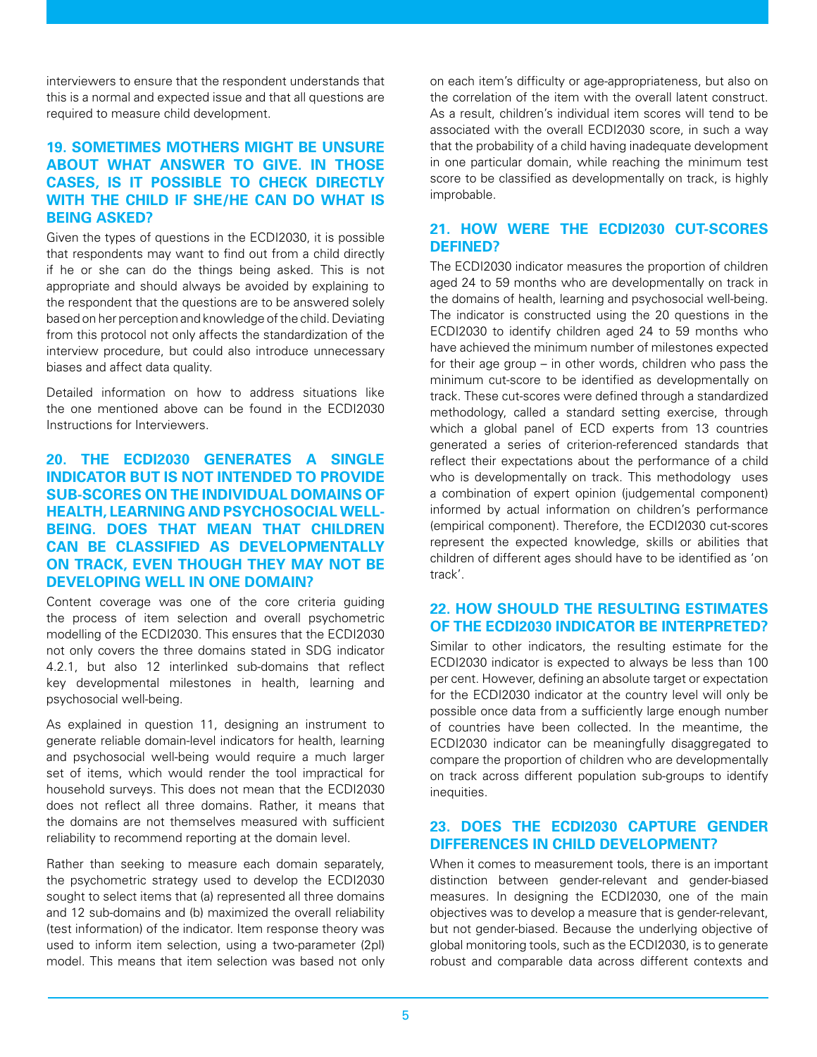interviewers to ensure that the respondent understands that this is a normal and expected issue and that all questions are required to measure child development.

## 19. SOMETIMES MOTHERS MIGHT BE UNSURE ABOUT WHAT ANSWER TO GIVE. IN THOSE CASES, IS IT POSSIBLE TO CHECK DIRECTLY WITH THE CHILD IF SHE/HE CAN DO WHAT IS BEING ASKED?

Given the types of questions in the ECDI2030, it is possible that respondents may want to find out from a child directly if he or she can do the things being asked. This is not appropriate and should always be avoided by explaining to the respondent that the questions are to be answered solely based on her perception and knowledge of the child. Deviating from this protocol not only affects the standardization of the interview procedure, but could also introduce unnecessary biases and affect data quality.

Detailed information on how to address situations like the one mentioned above can be found in the ECDI2030 Instructions for Interviewers.

## 20. THE ECDI2030 GENERATES A SINGLE INDICATOR BUT IS NOT INTENDED TO PROVIDE SUB-SCORES ON THE INDIVIDUAL DOMAINS OF HEALTH, LEARNING AND PSYCHOSOCIAL WELL-BEING. DOES THAT MEAN THAT CHILDREN CAN BE CLASSIFIED AS DEVELOPMENTALLY ON TRACK, EVEN THOUGH THEY MAY NOT BE DEVELOPING WELL IN ONE DOMAIN?

Content coverage was one of the core criteria guiding the process of item selection and overall psychometric modelling of the ECDI2030. This ensures that the ECDI2030 not only covers the three domains stated in SDG indicator 4.2.1, but also 12 interlinked sub-domains that reflect key developmental milestones in health, learning and psychosocial well-being.

As explained in question 11, designing an instrument to generate reliable domain-level indicators for health, learning and psychosocial well-being would require a much larger set of items, which would render the tool impractical for household surveys. This does not mean that the ECDI2030 does not reflect all three domains. Rather, it means that the domains are not themselves measured with sufficient reliability to recommend reporting at the domain level.

Rather than seeking to measure each domain separately, the psychometric strategy used to develop the ECDI2030 sought to select items that (a) represented all three domains and 12 sub-domains and (b) maximized the overall reliability (test information) of the indicator. Item response theory was used to inform item selection, using a two-parameter (2pl) model. This means that item selection was based not only on each item's difficulty or age-appropriateness, but also on the correlation of the item with the overall latent construct. As a result, children's individual item scores will tend to be associated with the overall ECDI2030 score, in such a way that the probability of a child having inadequate development in one particular domain, while reaching the minimum test score to be classified as developmentally on track, is highly improbable.

## 21. HOW WERE THE ECDI2030 CUT-SCORES DEFINED?

The ECDI2030 indicator measures the proportion of children aged 24 to 59 months who are developmentally on track in the domains of health, learning and psychosocial well-being. The indicator is constructed using the 20 questions in the ECDI2030 to identify children aged 24 to 59 months who have achieved the minimum number of milestones expected for their age group – in other words, children who pass the minimum cut-score to be identified as developmentally on track. These cut-scores were defined through a standardized methodology, called a standard setting exercise, through which a global panel of ECD experts from 13 countries generated a series of criterion-referenced standards that reflect their expectations about the performance of a child who is developmentally on track. This methodology uses a combination of expert opinion (judgemental component) informed by actual information on children's performance (empirical component). Therefore, the ECDI2030 cut-scores represent the expected knowledge, skills or abilities that children of different ages should have to be identified as 'on track'.

## 22. HOW SHOULD THE RESULTING ESTIMATES OF THE ECDI2030 INDICATOR BE INTERPRETED?

Similar to other indicators, the resulting estimate for the ECDI2030 indicator is expected to always be less than 100 per cent. However, defining an absolute target or expectation for the ECDI2030 indicator at the country level will only be possible once data from a sufficiently large enough number of countries have been collected. In the meantime, the ECDI2030 indicator can be meaningfully disaggregated to compare the proportion of children who are developmentally on track across different population sub-groups to identify inequities.

## 23. DOES THE ECDI2030 CAPTURE GENDER DIFFERENCES IN CHILD DEVELOPMENT?

When it comes to measurement tools, there is an important distinction between gender-relevant and gender-biased measures. In designing the ECDI2030, one of the main objectives was to develop a measure that is gender-relevant, but not gender-biased. Because the underlying objective of global monitoring tools, such as the ECDI2030, is to generate robust and comparable data across different contexts and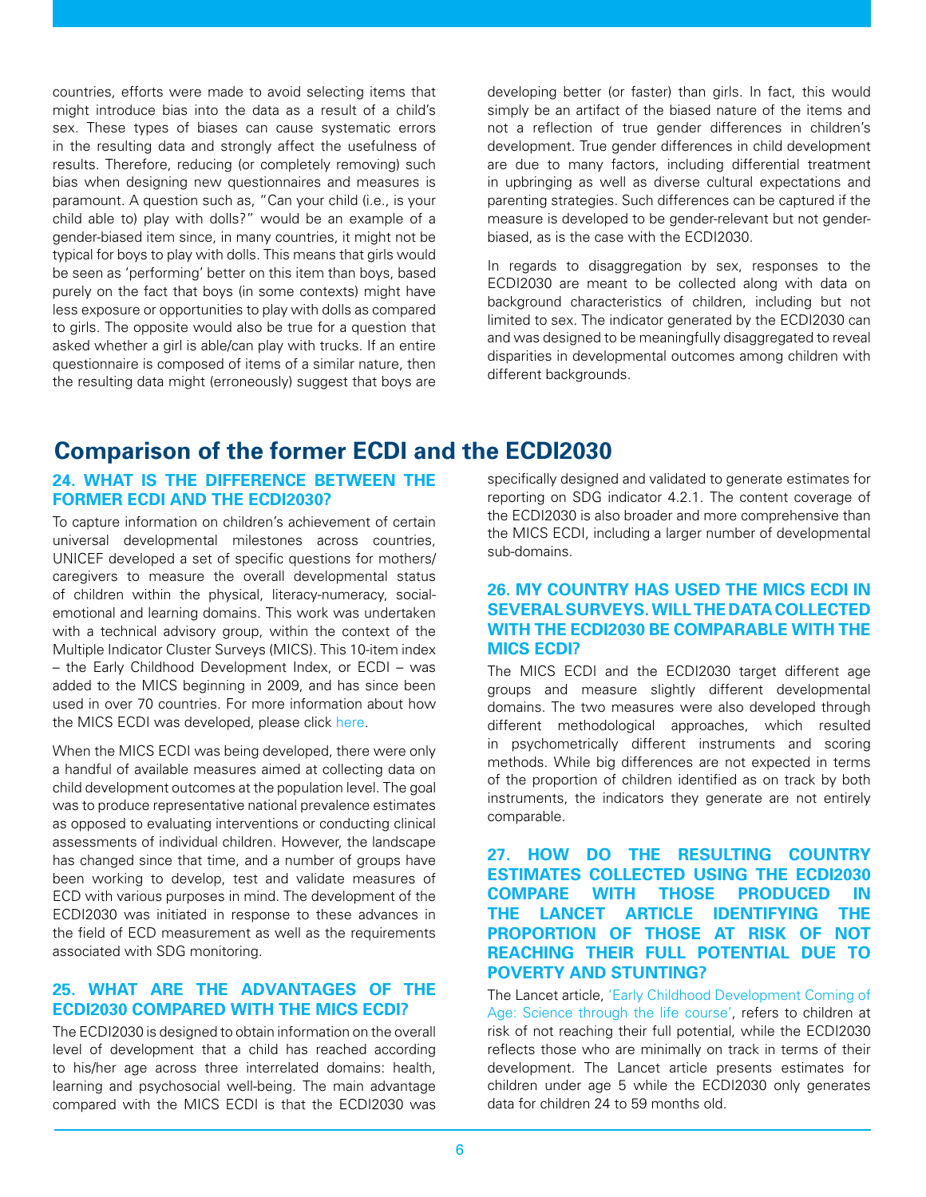countries, efforts were made to avoid selecting items that might introduce bias into the data as a result of a child's sex. These types of biases can cause systematic errors in the resulting data and strongly affect the usefulness of results. Therefore, reducing (or completely removing) such bias when designing new questionnaires and measures is paramount. A question such as, "Can your child (i.e., is your child able to) play with dolls?" would be an example of a gender-biased item since, in many countries, it might not be typical for boys to play with dolls. This means that girls would be seen as 'performing' better on this item than boys, based purely on the fact that boys (in some contexts) might have less exposure or opportunities to play with dolls as compared to girls. The opposite would also be true for a question that asked whether a girl is able/can play with trucks. If an entire questionnaire is composed of items of a similar nature, then the resulting data might (erroneously) suggest that boys are developing better (or faster) than girls. In fact, this would simply be an artifact of the biased nature of the items and not a reflection of true gender differences in children's development. True gender differences in child development are due to many factors, including differential treatment in upbringing as well as diverse cultural expectations and parenting strategies. Such differences can be captured if the measure is developed to be gender-relevant but not gender-biased, as is the case with the ECDI2030.

In regards to disaggregation by sex, responses to the ECDI2030 are meant to be collected along with data on background characteristics of children, including but not limited to sex. The indicator generated by the ECDI2030 can and was designed to be meaningfully disaggregated to reveal disparities in developmental outcomes among children with different backgrounds.

## Comparison of the former ECDI and the ECDI2030

### 24. WHAT IS THE DIFFERENCE BETWEEN THE FORMER ECDI AND THE ECDI2030?

To capture information on children's achievement of certain universal developmental milestones across countries, UNICEF developed a set of specific questions for mothers/caregivers to measure the overall developmental status of children within the physical, literacy-numeracy, social-emotional and learning domains. This work was undertaken with a technical advisory group, within the context of the Multiple Indicator Cluster Surveys (MICS). This 10-item index – the Early Childhood Development Index, or ECDI – was added to the MICS beginning in 2009, and has since been used in over 70 countries. For more information about how the MICS ECDI was developed, please click here.

When the MICS ECDI was being developed, there were only a handful of available measures aimed at collecting data on child development outcomes at the population level. The goal was to produce representative national prevalence estimates as opposed to evaluating interventions or conducting clinical assessments of individual children. However, the landscape has changed since that time, and a number of groups have been working to develop, test and validate measures of ECD with various purposes in mind. The development of the ECDI2030 was initiated in response to these advances in the field of ECD measurement as well as the requirements associated with SDG monitoring.

### 25. WHAT ARE THE ADVANTAGES OF THE ECDI2030 COMPARED WITH THE MICS ECDI?

The ECDI2030 is designed to obtain information on the overall level of development that a child has reached according to his/her age across three interrelated domains: health, learning and psychosocial well-being. The main advantage compared with the MICS ECDI is that the ECDI2030 was specifically designed and validated to generate estimates for reporting on SDG indicator 4.2.1. The content coverage of the ECDI2030 is also broader and more comprehensive than the MICS ECDI, including a larger number of developmental sub-domains.

### 26. MY COUNTRY HAS USED THE MICS ECDI IN SEVERAL SURVEYS. WILL THE DATA COLLECTED WITH THE ECDI2030 BE COMPARABLE WITH THE MICS ECDI?

The MICS ECDI and the ECDI2030 target different age groups and measure slightly different developmental domains. The two measures were also developed through different methodological approaches, which resulted in psychometrically different instruments and scoring methods. While big differences are not expected in terms of the proportion of children identified as on track by both instruments, the indicators they generate are not entirely comparable.

### 27. HOW DO THE RESULTING COUNTRY ESTIMATES COLLECTED USING THE ECDI2030 COMPARE WITH THOSE PRODUCED IN THE LANCET ARTICLE IDENTIFYING THE PROPORTION OF THOSE AT RISK OF NOT REACHING THEIR FULL POTENTIAL DUE TO POVERTY AND STUNTING?

The Lancet article, 'Early Childhood Development Coming of Age: Science through the life course', refers to children at risk of not reaching their full potential, while the ECDI2030 reflects those who are minimally on track in terms of their development. The Lancet article presents estimates for children under age 5 while the ECDI2030 only generates data for children 24 to 59 months old.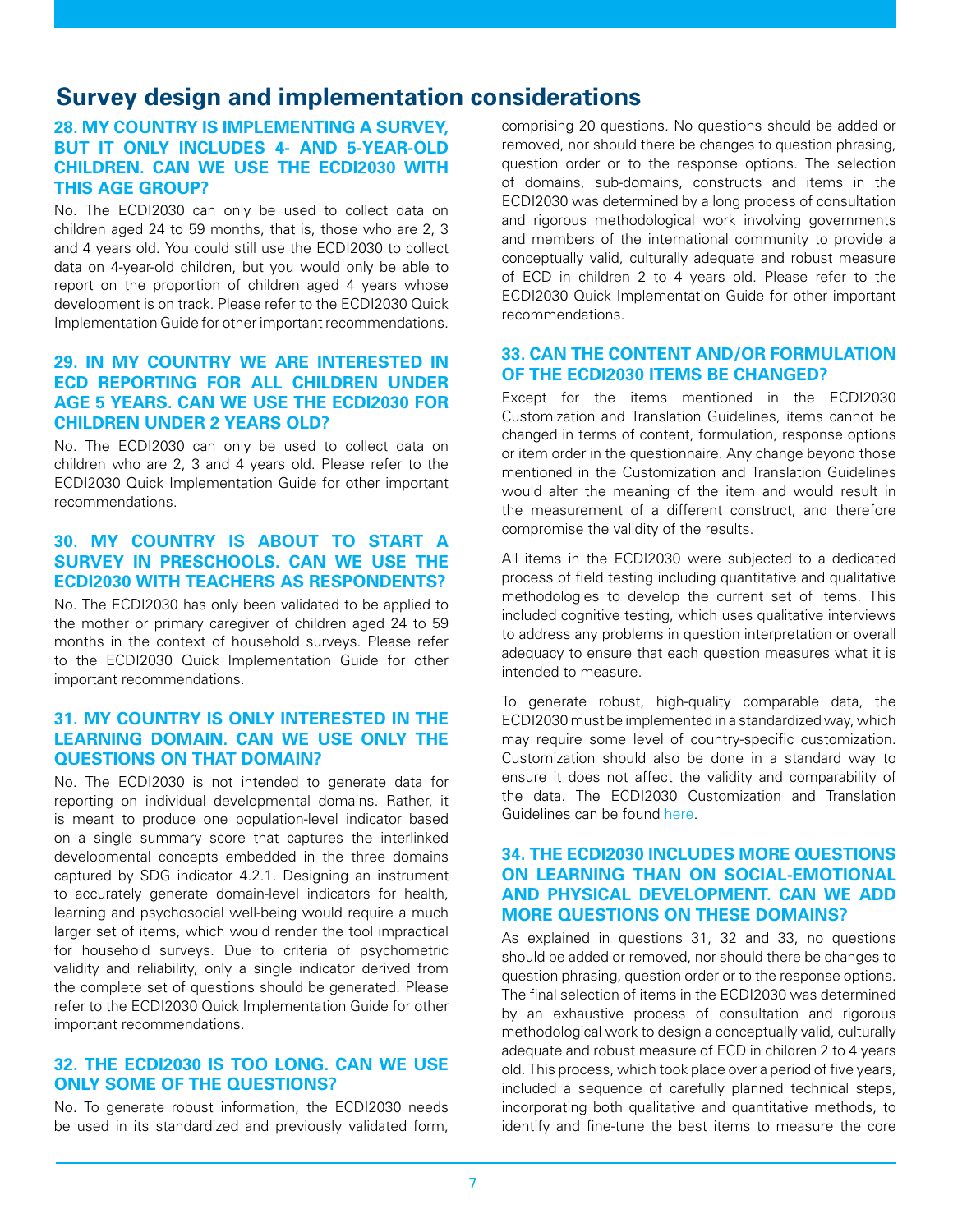## Survey design and implementation considerations

### 28. MY COUNTRY IS IMPLEMENTING A SURVEY, BUT IT ONLY INCLUDES 4- AND 5-YEAR-OLD CHILDREN. CAN WE USE THE ECDI2030 WITH THIS AGE GROUP?

No. The ECDI2030 can only be used to collect data on children aged 24 to 59 months, that is, those who are 2, 3 and 4 years old. You could still use the ECDI2030 to collect data on 4-year-old children, but you would only be able to report on the proportion of children aged 4 years whose development is on track. Please refer to the ECDI2030 Quick Implementation Guide for other important recommendations.

### 29. IN MY COUNTRY WE ARE INTERESTED IN ECD REPORTING FOR ALL CHILDREN UNDER AGE 5 YEARS. CAN WE USE THE ECDI2030 FOR CHILDREN UNDER 2 YEARS OLD?

No. The ECDI2030 can only be used to collect data on children who are 2, 3 and 4 years old. Please refer to the ECDI2030 Quick Implementation Guide for other important recommendations.

### 30. MY COUNTRY IS ABOUT TO START A SURVEY IN PRESCHOOLS. CAN WE USE THE ECDI2030 WITH TEACHERS AS RESPONDENTS?

No. The ECDI2030 has only been validated to be applied to the mother or primary caregiver of children aged 24 to 59 months in the context of household surveys. Please refer to the ECDI2030 Quick Implementation Guide for other important recommendations.

### 31. MY COUNTRY IS ONLY INTERESTED IN THE LEARNING DOMAIN. CAN WE USE ONLY THE QUESTIONS ON THAT DOMAIN?

No. The ECDI2030 is not intended to generate data for reporting on individual developmental domains. Rather, it is meant to produce one population-level indicator based on a single summary score that captures the interlinked developmental concepts embedded in the three domains captured by SDG indicator 4.2.1. Designing an instrument to accurately generate domain-level indicators for health, learning and psychosocial well-being would require a much larger set of items, which would render the tool impractical for household surveys. Due to criteria of psychometric validity and reliability, only a single indicator derived from the complete set of questions should be generated. Please refer to the ECDI2030 Quick Implementation Guide for other important recommendations.

### 32. THE ECDI2030 IS TOO LONG. CAN WE USE ONLY SOME OF THE QUESTIONS?

No. To generate robust information, the ECDI2030 needs be used in its standardized and previously validated form, comprising 20 questions. No questions should be added or removed, nor should there be changes to question phrasing, question order or to the response options. The selection of domains, sub-domains, constructs and items in the ECDI2030 was determined by a long process of consultation and rigorous methodological work involving governments and members of the international community to provide a conceptually valid, culturally adequate and robust measure of ECD in children 2 to 4 years old. Please refer to the ECDI2030 Quick Implementation Guide for other important recommendations.

### 33. CAN THE CONTENT AND/OR FORMULATION OF THE ECDI2030 ITEMS BE CHANGED?

Except for the items mentioned in the ECDI2030 Customization and Translation Guidelines, items cannot be changed in terms of content, formulation, response options or item order in the questionnaire. Any change beyond those mentioned in the Customization and Translation Guidelines would alter the meaning of the item and would result in the measurement of a different construct, and therefore compromise the validity of the results.

All items in the ECDI2030 were subjected to a dedicated process of field testing including quantitative and qualitative methodologies to develop the current set of items. This included cognitive testing, which uses qualitative interviews to address any problems in question interpretation or overall adequacy to ensure that each question measures what it is intended to measure.

To generate robust, high-quality comparable data, the ECDI2030 must be implemented in a standardized way, which may require some level of country-specific customization. Customization should also be done in a standard way to ensure it does not affect the validity and comparability of the data. The ECDI2030 Customization and Translation Guidelines can be found here.

### 34. THE ECDI2030 INCLUDES MORE QUESTIONS ON LEARNING THAN ON SOCIAL-EMOTIONAL AND PHYSICAL DEVELOPMENT. CAN WE ADD MORE QUESTIONS ON THESE DOMAINS?

As explained in questions 31, 32 and 33, no questions should be added or removed, nor should there be changes to question phrasing, question order or to the response options. The final selection of items in the ECDI2030 was determined by an exhaustive process of consultation and rigorous methodological work to design a conceptually valid, culturally adequate and robust measure of ECD in children 2 to 4 years old. This process, which took place over a period of five years, included a sequence of carefully planned technical steps, incorporating both qualitative and quantitative methods, to identify and fine-tune the best items to measure the core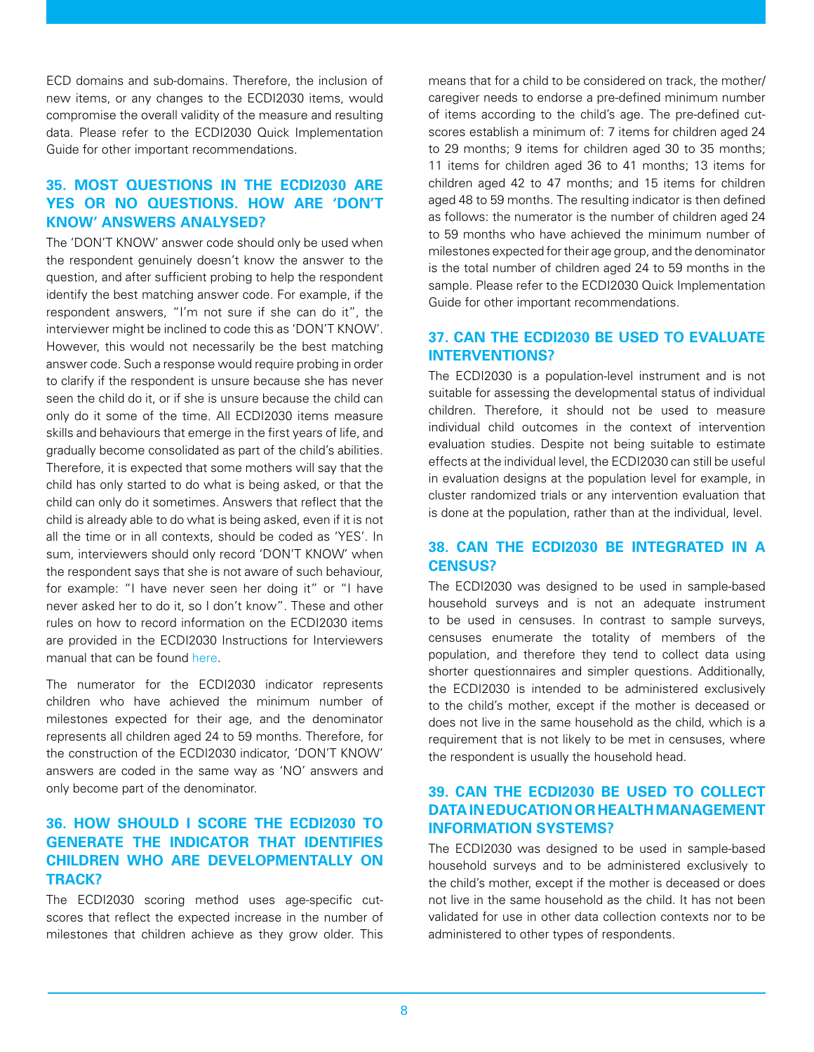ECD domains and sub-domains. Therefore, the inclusion of new items, or any changes to the ECDI2030 items, would compromise the overall validity of the measure and resulting data. Please refer to the ECDI2030 Quick Implementation Guide for other important recommendations.

## 35. MOST QUESTIONS IN THE ECDI2030 ARE YES OR NO QUESTIONS. HOW ARE 'DON'T KNOW' ANSWERS ANALYSED?

The 'DON'T KNOW' answer code should only be used when the respondent genuinely doesn't know the answer to the question, and after sufficient probing to help the respondent identify the best matching answer code. For example, if the respondent answers, "I'm not sure if she can do it", the interviewer might be inclined to code this as 'DON'T KNOW'. However, this would not necessarily be the best matching answer code. Such a response would require probing in order to clarify if the respondent is unsure because she has never seen the child do it, or if she is unsure because the child can only do it some of the time. All ECDI2030 items measure skills and behaviours that emerge in the first years of life, and gradually become consolidated as part of the child's abilities. Therefore, it is expected that some mothers will say that the child has only started to do what is being asked, or that the child can only do it sometimes. Answers that reflect that the child is already able to do what is being asked, even if it is not all the time or in all contexts, should be coded as 'YES'. In sum, interviewers should only record 'DON'T KNOW' when the respondent says that she is not aware of such behaviour, for example: "I have never seen her doing it" or "I have never asked her to do it, so I don't know". These and other rules on how to record information on the ECDI2030 items are provided in the ECDI2030 Instructions for Interviewers manual that can be found here.

The numerator for the ECDI2030 indicator represents children who have achieved the minimum number of milestones expected for their age, and the denominator represents all children aged 24 to 59 months. Therefore, for the construction of the ECDI2030 indicator, 'DON'T KNOW' answers are coded in the same way as 'NO' answers and only become part of the denominator.

## 36. HOW SHOULD I SCORE THE ECDI2030 TO GENERATE THE INDICATOR THAT IDENTIFIES CHILDREN WHO ARE DEVELOPMENTALLY ON TRACK?

The ECDI2030 scoring method uses age-specific cut-scores that reflect the expected increase in the number of milestones that children achieve as they grow older. This means that for a child to be considered on track, the mother/caregiver needs to endorse a pre-defined minimum number of items according to the child's age. The pre-defined cut-scores establish a minimum of: 7 items for children aged 24 to 29 months; 9 items for children aged 30 to 35 months; 11 items for children aged 36 to 41 months; 13 items for children aged 42 to 47 months; and 15 items for children aged 48 to 59 months. The resulting indicator is then defined as follows: the numerator is the number of children aged 24 to 59 months who have achieved the minimum number of milestones expected for their age group, and the denominator is the total number of children aged 24 to 59 months in the sample. Please refer to the ECDI2030 Quick Implementation Guide for other important recommendations.

## 37. CAN THE ECDI2030 BE USED TO EVALUATE INTERVENTIONS?

The ECDI2030 is a population-level instrument and is not suitable for assessing the developmental status of individual children. Therefore, it should not be used to measure individual child outcomes in the context of intervention evaluation studies. Despite not being suitable to estimate effects at the individual level, the ECDI2030 can still be useful in evaluation designs at the population level for example, in cluster randomized trials or any intervention evaluation that is done at the population, rather than at the individual, level.

## 38. CAN THE ECDI2030 BE INTEGRATED IN A CENSUS?

The ECDI2030 was designed to be used in sample-based household surveys and is not an adequate instrument to be used in censuses. In contrast to sample surveys, censuses enumerate the totality of members of the population, and therefore they tend to collect data using shorter questionnaires and simpler questions. Additionally, the ECDI2030 is intended to be administered exclusively to the child's mother, except if the mother is deceased or does not live in the same household as the child, which is a requirement that is not likely to be met in censuses, where the respondent is usually the household head.

## 39. CAN THE ECDI2030 BE USED TO COLLECT DATA IN EDUCATION OR HEALTH MANAGEMENT INFORMATION SYSTEMS?

The ECDI2030 was designed to be used in sample-based household surveys and to be administered exclusively to the child's mother, except if the mother is deceased or does not live in the same household as the child. It has not been validated for use in other data collection contexts nor to be administered to other types of respondents.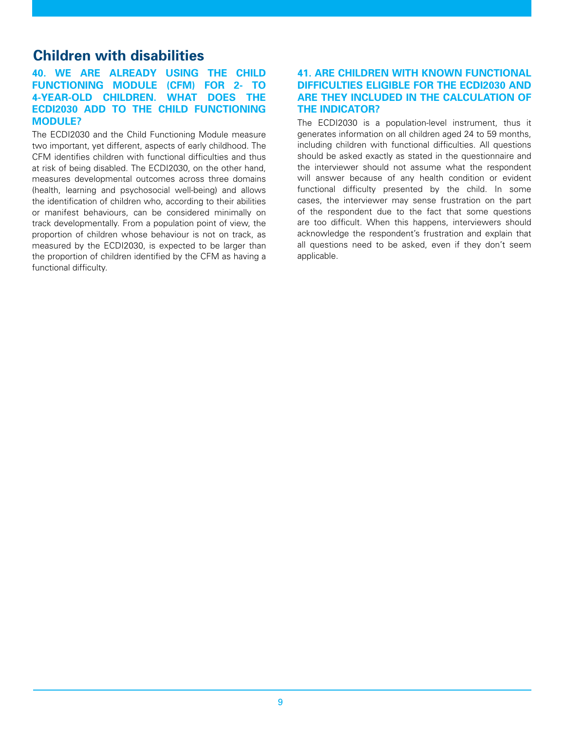## Children with disabilities

### 40. WE ARE ALREADY USING THE CHILD FUNCTIONING MODULE (CFM) FOR 2- TO 4-YEAR-OLD CHILDREN. WHAT DOES THE ECDI2030 ADD TO THE CHILD FUNCTIONING MODULE?

The ECDI2030 and the Child Functioning Module measure two important, yet different, aspects of early childhood. The CFM identifies children with functional difficulties and thus at risk of being disabled. The ECDI2030, on the other hand, measures developmental outcomes across three domains (health, learning and psychosocial well-being) and allows the identification of children who, according to their abilities or manifest behaviours, can be considered minimally on track developmentally. From a population point of view, the proportion of children whose behaviour is not on track, as measured by the ECDI2030, is expected to be larger than the proportion of children identified by the CFM as having a functional difficulty.

### 41. ARE CHILDREN WITH KNOWN FUNCTIONAL DIFFICULTIES ELIGIBLE FOR THE ECDI2030 AND ARE THEY INCLUDED IN THE CALCULATION OF THE INDICATOR?

The ECDI2030 is a population-level instrument, thus it generates information on all children aged 24 to 59 months, including children with functional difficulties. All questions should be asked exactly as stated in the questionnaire and the interviewer should not assume what the respondent will answer because of any health condition or evident functional difficulty presented by the child. In some cases, the interviewer may sense frustration on the part of the respondent due to the fact that some questions are too difficult. When this happens, interviewers should acknowledge the respondent's frustration and explain that all questions need to be asked, even if they don't seem applicable.